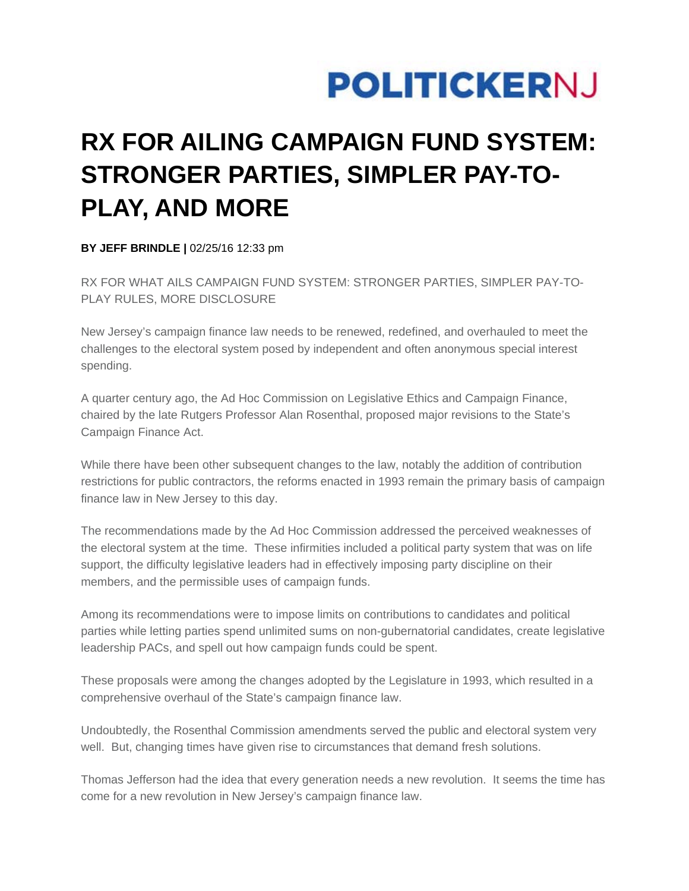POLITICKERNJ

# RX FOR AILING CAMPAIGN FUND SYSTEM: STRONGER PARTIES, SIMPLER PAY-TO-PLAY, AND MORE

**BY JEFF BRINDLE |** 02/25/16 12:33 pm

RX FOR WHAT AILS CAMPAIGN FUND SYSTEM: STRONGER PARTIES, SIMPLER PAY-TO-PLAY RULES, MORE DISCLOSURE

New Jersey's campaign finance law needs to be renewed, redefined, and overhauled to meet the challenges to the electoral system posed by independent and often anonymous special interest spending.

A quarter century ago, the Ad Hoc Commission on Legislative Ethics and Campaign Finance, chaired by the late Rutgers Professor Alan Rosenthal, proposed major revisions to the State's Campaign Finance Act.

While there have been other subsequent changes to the law, notably the addition of contribution restrictions for public contractors, the reforms enacted in 1993 remain the primary basis of campaign finance law in New Jersey to this day.

The recommendations made by the Ad Hoc Commission addressed the perceived weaknesses of the electoral system at the time. These infirmities included a political party system that was on life support, the difficulty legislative leaders had in effectively imposing party discipline on their members, and the permissible uses of campaign funds.

Among its recommendations were to impose limits on contributions to candidates and political parties while letting parties spend unlimited sums on non-gubernatorial candidates, create legislative leadership PACs, and spell out how campaign funds could be spent.

These proposals were among the changes adopted by the Legislature in 1993, which resulted in a comprehensive overhaul of the State's campaign finance law.

Undoubtedly, the Rosenthal Commission amendments served the public and electoral system very well. But, changing times have given rise to circumstances that demand fresh solutions.

Thomas Jefferson had the idea that every generation needs a new revolution. It seems the time has come for a new revolution in New Jersey's campaign finance law.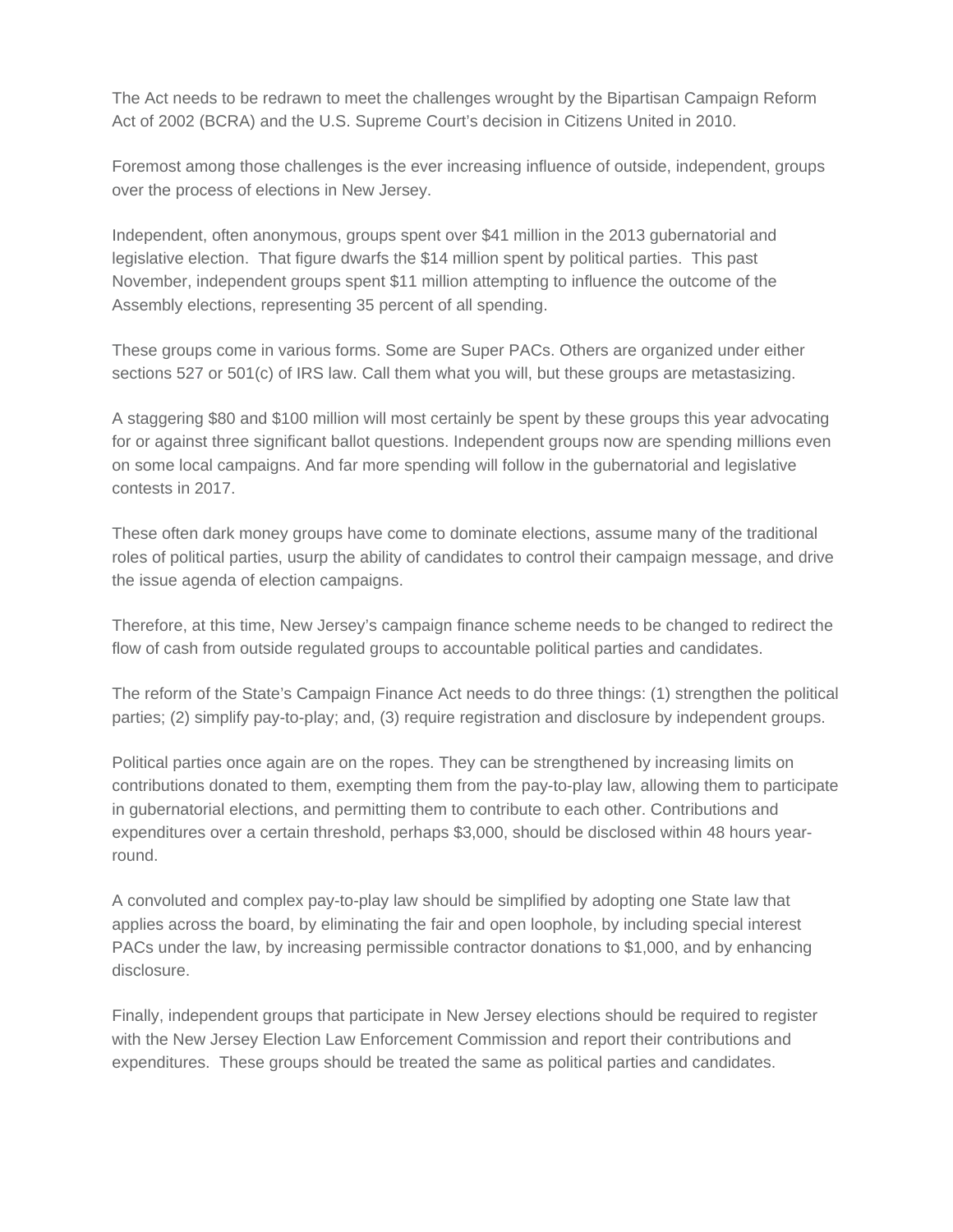The Act needs to be redrawn to meet the challenges wrought by the Bipartisan Campaign Reform Act of 2002 (BCRA) and the U.S. Supreme Court's decision in Citizens United in 2010.

Foremost among those challenges is the ever increasing influence of outside, independent, groups over the process of elections in New Jersey.

Independent, often anonymous, groups spent over $41 million in the 2013 gubernatorial and legislative election. That figure dwarfs the $14 million spent by political parties. This past November, independent groups spent $11 million attempting to influence the outcome of the Assembly elections, representing 35 percent of all spending.

These groups come in various forms. Some are Super PACs. Others are organized under either sections 527 or 501(c) of IRS law. Call them what you will, but these groups are metastasizing.

A staggering $80 and $100 million will most certainly be spent by these groups this year advocating for or against three significant ballot questions. Independent groups now are spending millions even on some local campaigns. And far more spending will follow in the gubernatorial and legislative contests in 2017.

These often dark money groups have come to dominate elections, assume many of the traditional roles of political parties, usurp the ability of candidates to control their campaign message, and drive the issue agenda of election campaigns.

Therefore, at this time, New Jersey's campaign finance scheme needs to be changed to redirect the flow of cash from outside regulated groups to accountable political parties and candidates.

The reform of the State's Campaign Finance Act needs to do three things: (1) strengthen the political parties; (2) simplify pay-to-play; and, (3) require registration and disclosure by independent groups.

Political parties once again are on the ropes. They can be strengthened by increasing limits on contributions donated to them, exempting them from the pay-to-play law, allowing them to participate in gubernatorial elections, and permitting them to contribute to each other. Contributions and expenditures over a certain threshold, perhaps $3,000, should be disclosed within 48 hours year-round.

A convoluted and complex pay-to-play law should be simplified by adopting one State law that applies across the board, by eliminating the fair and open loophole, by including special interest PACs under the law, by increasing permissible contractor donations to $1,000, and by enhancing disclosure.

Finally, independent groups that participate in New Jersey elections should be required to register with the New Jersey Election Law Enforcement Commission and report their contributions and expenditures. These groups should be treated the same as political parties and candidates.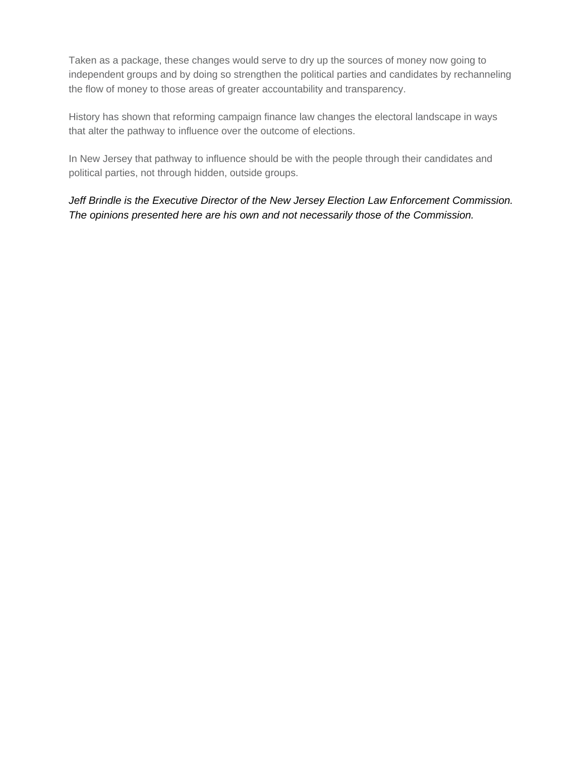Taken as a package, these changes would serve to dry up the sources of money now going to independent groups and by doing so strengthen the political parties and candidates by rechanneling the flow of money to those areas of greater accountability and transparency.

History has shown that reforming campaign finance law changes the electoral landscape in ways that alter the pathway to influence over the outcome of elections.

In New Jersey that pathway to influence should be with the people through their candidates and political parties, not through hidden, outside groups.

*Jeff Brindle is the Executive Director of the New Jersey Election Law Enforcement Commission. The opinions presented here are his own and not necessarily those of the Commission.*